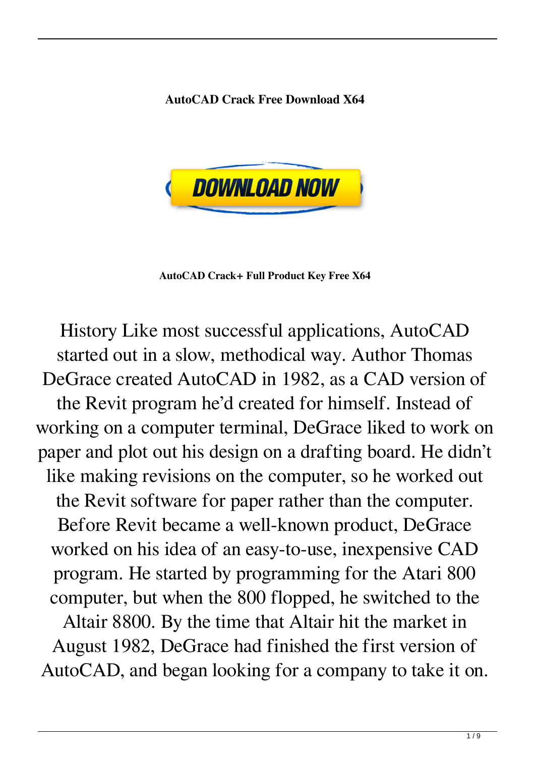**AutoCAD Crack Free Download X64**

DOWNLOAD NOW

**AutoCAD Crack+ Full Product Key Free X64**

History Like most successful applications, AutoCAD started out in a slow, methodical way. Author Thomas DeGrace created AutoCAD in 1982, as a CAD version of the Revit program he'd created for himself. Instead of working on a computer terminal, DeGrace liked to work on paper and plot out his design on a drafting board. He didn't like making revisions on the computer, so he worked out the Revit software for paper rather than the computer. Before Revit became a well-known product, DeGrace worked on his idea of an easy-to-use, inexpensive CAD program. He started by programming for the Atari 800 computer, but when the 800 flopped, he switched to the Altair 8800. By the time that Altair hit the market in August 1982, DeGrace had finished the first version of AutoCAD, and began looking for a company to take it on.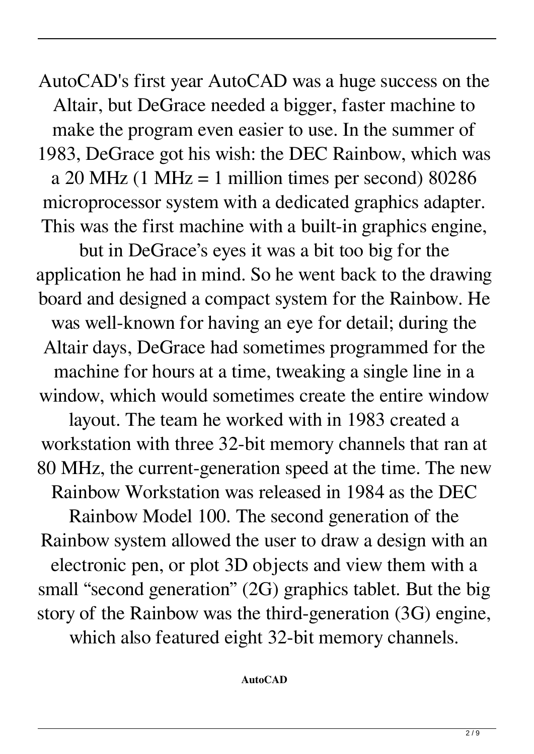AutoCAD's first year AutoCAD was a huge success on the Altair, but DeGrace needed a bigger, faster machine to make the program even easier to use. In the summer of 1983, DeGrace got his wish: the DEC Rainbow, which was a 20 MHz (1 MHz = 1 million times per second) 80286 microprocessor system with a dedicated graphics adapter. This was the first machine with a built-in graphics engine, but in DeGrace's eyes it was a bit too big for the application he had in mind. So he went back to the drawing board and designed a compact system for the Rainbow. He was well-known for having an eye for detail; during the Altair days, DeGrace had sometimes programmed for the machine for hours at a time, tweaking a single line in a window, which would sometimes create the entire window layout. The team he worked with in 1983 created a workstation with three 32-bit memory channels that ran at 80 MHz, the current-generation speed at the time. The new Rainbow Workstation was released in 1984 as the DEC Rainbow Model 100. The second generation of the Rainbow system allowed the user to draw a design with an electronic pen, or plot 3D objects and view them with a small "second generation" (2G) graphics tablet. But the big story of the Rainbow was the third-generation (3G) engine, which also featured eight 32-bit memory channels.

**AutoCAD**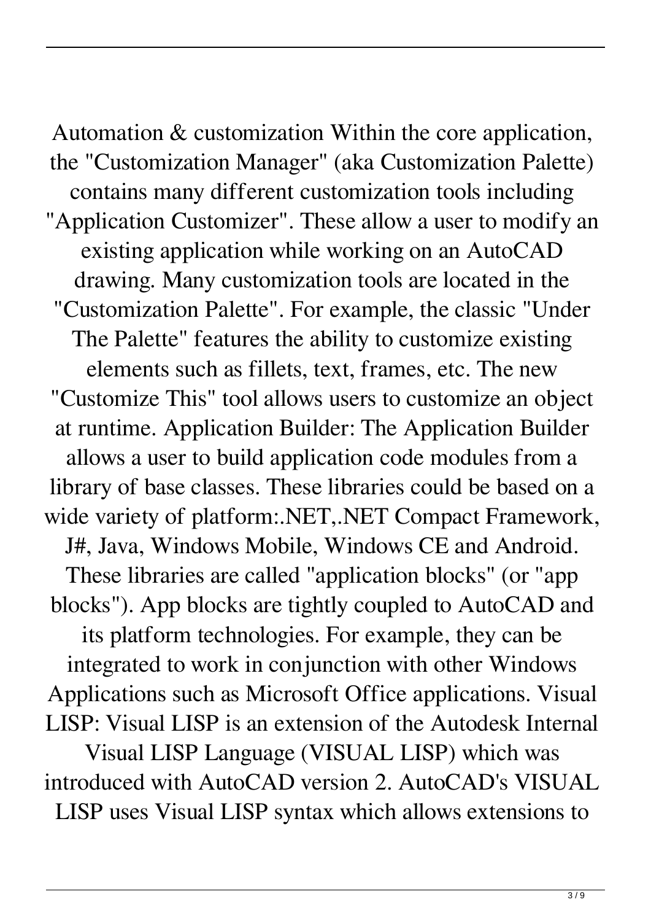Automation & customization Within the core application, the "Customization Manager" (aka Customization Palette) contains many different customization tools including "Application Customizer". These allow a user to modify an existing application while working on an AutoCAD drawing. Many customization tools are located in the "Customization Palette". For example, the classic "Under The Palette" features the ability to customize existing elements such as fillets, text, frames, etc. The new "Customize This" tool allows users to customize an object at runtime. Application Builder: The Application Builder allows a user to build application code modules from a library of base classes. These libraries could be based on a wide variety of platform:.NET,.NET Compact Framework, J#, Java, Windows Mobile, Windows CE and Android. These libraries are called "application blocks" (or "app blocks"). App blocks are tightly coupled to AutoCAD and its platform technologies. For example, they can be integrated to work in conjunction with other Windows Applications such as Microsoft Office applications. Visual LISP: Visual LISP is an extension of the Autodesk Internal Visual LISP Language (VISUAL LISP) which was introduced with AutoCAD version 2. AutoCAD's VISUAL LISP uses Visual LISP syntax which allows extensions to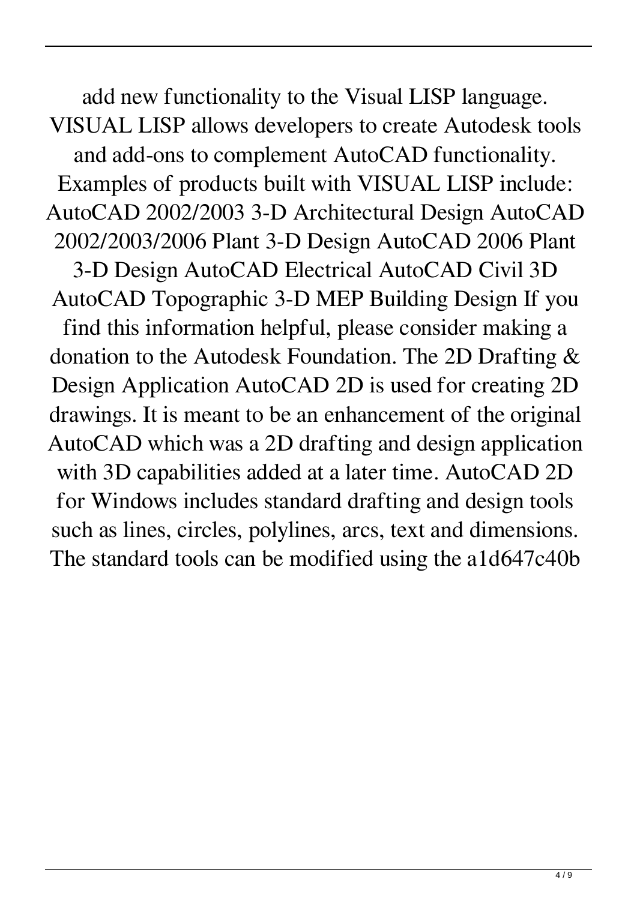add new functionality to the Visual LISP language. VISUAL LISP allows developers to create Autodesk tools and add-ons to complement AutoCAD functionality. Examples of products built with VISUAL LISP include: AutoCAD 2002/2003 3-D Architectural Design AutoCAD 2002/2003/2006 Plant 3-D Design AutoCAD 2006 Plant 3-D Design AutoCAD Electrical AutoCAD Civil 3D AutoCAD Topographic 3-D MEP Building Design If you find this information helpful, please consider making a donation to the Autodesk Foundation. The 2D Drafting & Design Application AutoCAD 2D is used for creating 2D drawings. It is meant to be an enhancement of the original AutoCAD which was a 2D drafting and design application with 3D capabilities added at a later time. AutoCAD 2D for Windows includes standard drafting and design tools such as lines, circles, polylines, arcs, text and dimensions. The standard tools can be modified using the a1d647c40b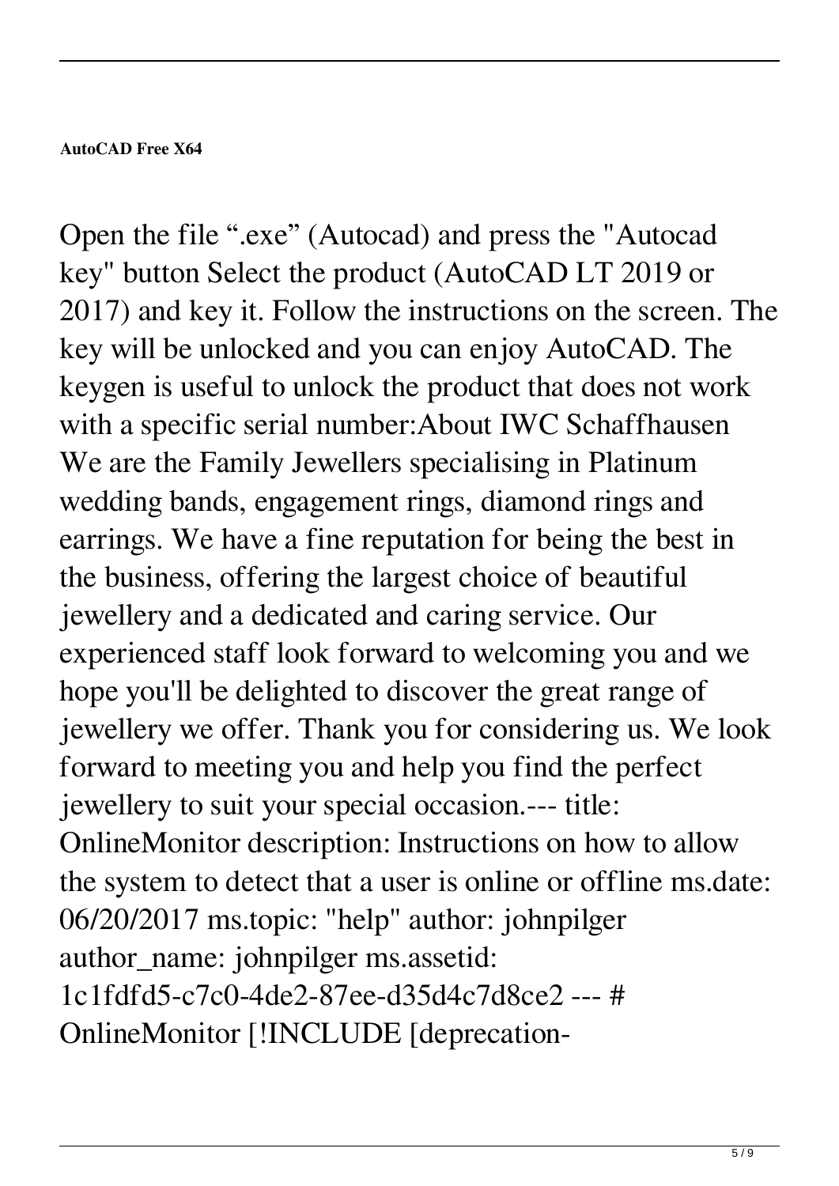**AutoCAD Free X64**

Open the file “.exe” (Autocad) and press the "Autocad key" button Select the product (AutoCAD LT 2019 or 2017) and key it. Follow the instructions on the screen. The key will be unlocked and you can enjoy AutoCAD. The keygen is useful to unlock the product that does not work with a specific serial number:About IWC Schaffhausen We are the Family Jewellers specialising in Platinum wedding bands, engagement rings, diamond rings and earrings. We have a fine reputation for being the best in the business, offering the largest choice of beautiful jewellery and a dedicated and caring service. Our experienced staff look forward to welcoming you and we hope you'll be delighted to discover the great range of jewellery we offer. Thank you for considering us. We look forward to meeting you and help you find the perfect jewellery to suit your special occasion.--- title: OnlineMonitor description: Instructions on how to allow the system to detect that a user is online or offline ms.date: 06/20/2017 ms.topic: "help" author: johnpilger author_name: johnpilger ms.assetid: 1c1fdfd5-c7c0-4de2-87ee-d35d4c7d8ce2 --- # OnlineMonitor [!INCLUDE [deprecation-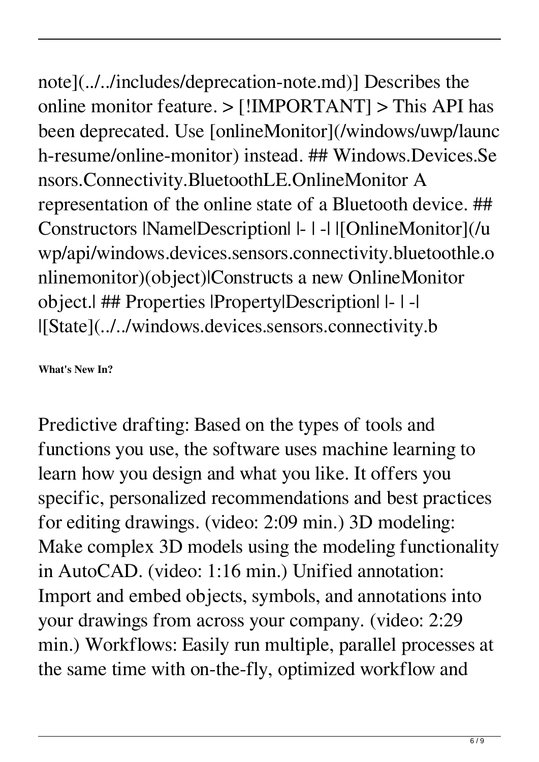note](../../includes/deprecation-note.md)] Describes the online monitor feature. > [!IMPORTANT] > This API has been deprecated. Use [onlineMonitor](/windows/uwp/launch-resume/online-monitor) instead. ## Windows.Devices.Sensors.Connectivity.BluetoothLE.OnlineMonitor A representation of the online state of a Bluetooth device. ## Constructors |Name|Description| |- | -| |[OnlineMonitor](/uwp/api/windows.devices.sensors.connectivity.bluetoothle.onlinemonitor)(object)|Constructs a new OnlineMonitor object.| ## Properties |Property|Description| |- | -| |[State](../../windows.devices.sensors.connectivity.b

**What's New In?**

Predictive drafting: Based on the types of tools and functions you use, the software uses machine learning to learn how you design and what you like. It offers you specific, personalized recommendations and best practices for editing drawings. (video: 2:09 min.) 3D modeling: Make complex 3D models using the modeling functionality in AutoCAD. (video: 1:16 min.) Unified annotation: Import and embed objects, symbols, and annotations into your drawings from across your company. (video: 2:29 min.) Workflows: Easily run multiple, parallel processes at the same time with on-the-fly, optimized workflow and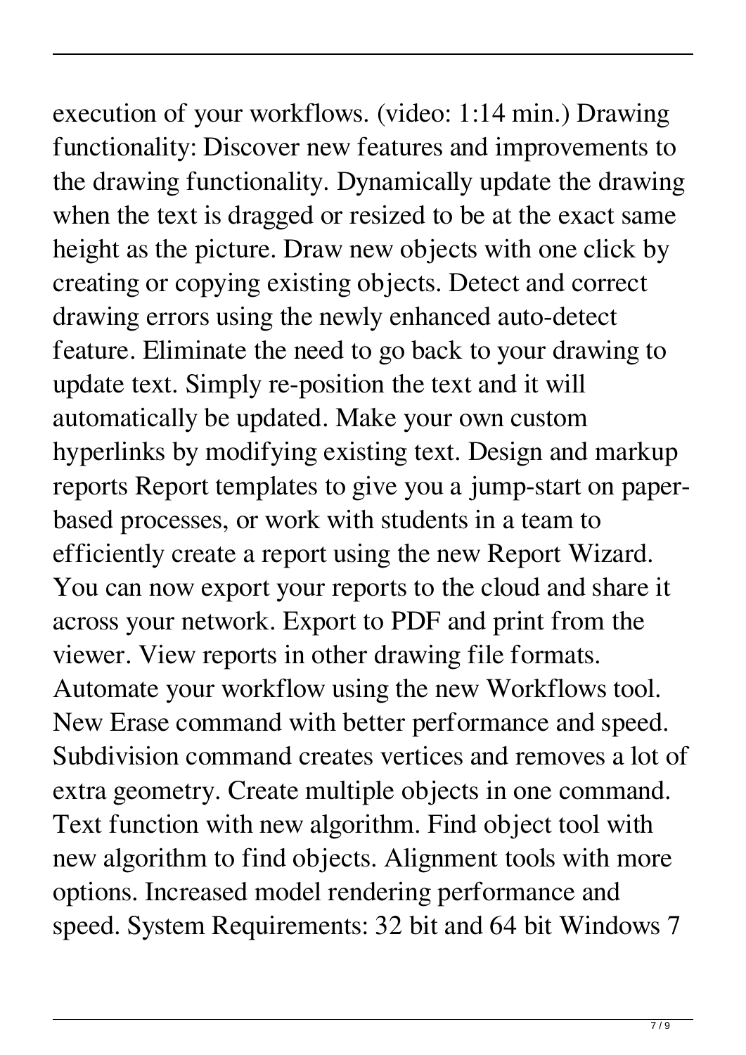execution of your workflows. (video: 1:14 min.) Drawing functionality: Discover new features and improvements to the drawing functionality. Dynamically update the drawing when the text is dragged or resized to be at the exact same height as the picture. Draw new objects with one click by creating or copying existing objects. Detect and correct drawing errors using the newly enhanced auto-detect feature. Eliminate the need to go back to your drawing to update text. Simply re-position the text and it will automatically be updated. Make your own custom hyperlinks by modifying existing text. Design and markup reports Report templates to give you a jump-start on paper-based processes, or work with students in a team to efficiently create a report using the new Report Wizard. You can now export your reports to the cloud and share it across your network. Export to PDF and print from the viewer. View reports in other drawing file formats. Automate your workflow using the new Workflows tool. New Erase command with better performance and speed. Subdivision command creates vertices and removes a lot of extra geometry. Create multiple objects in one command. Text function with new algorithm. Find object tool with new algorithm to find objects. Alignment tools with more options. Increased model rendering performance and speed. System Requirements: 32 bit and 64 bit Windows 7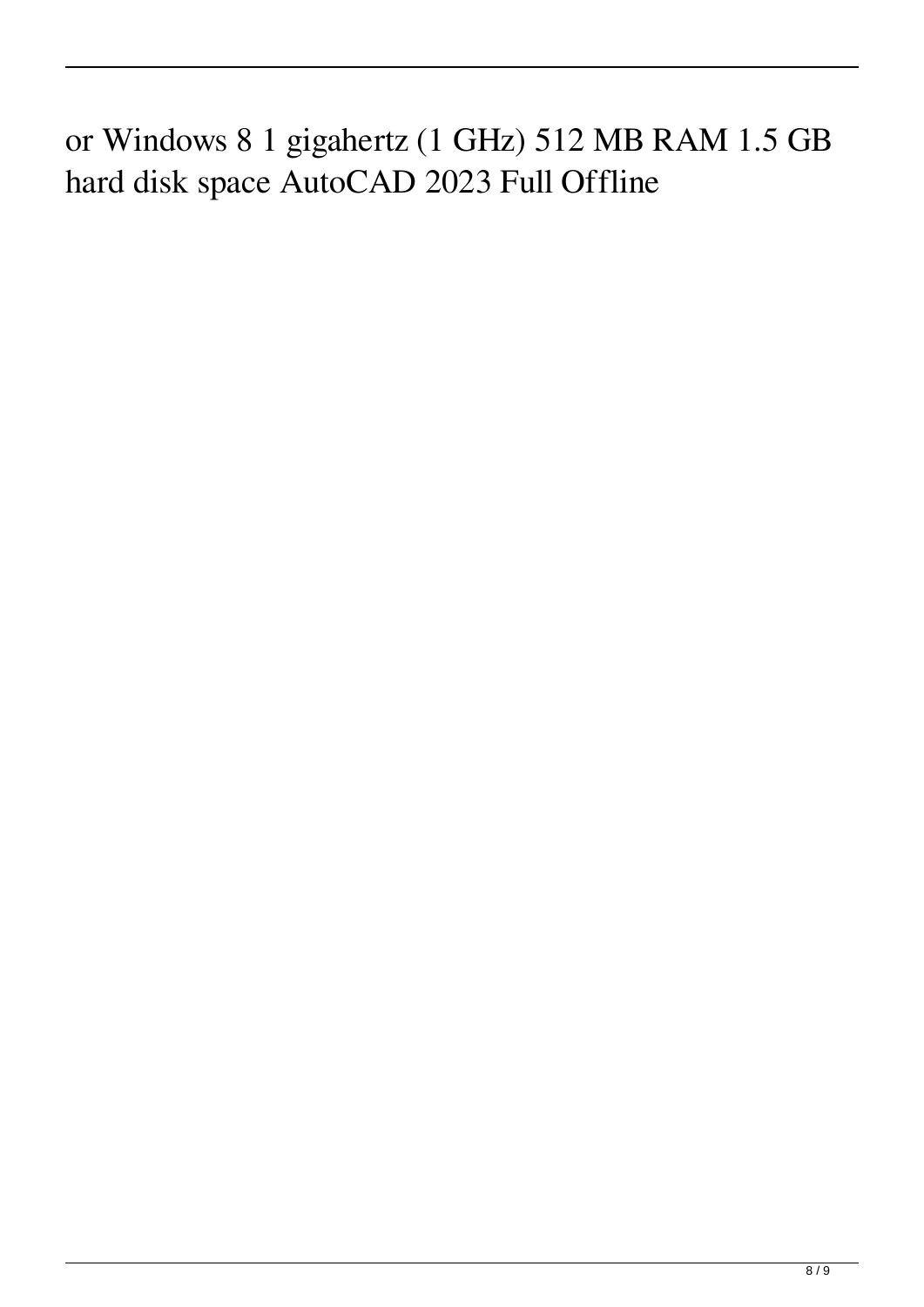or Windows 8 1 gigahertz (1 GHz) 512 MB RAM 1.5 GB hard disk space AutoCAD 2023 Full Offline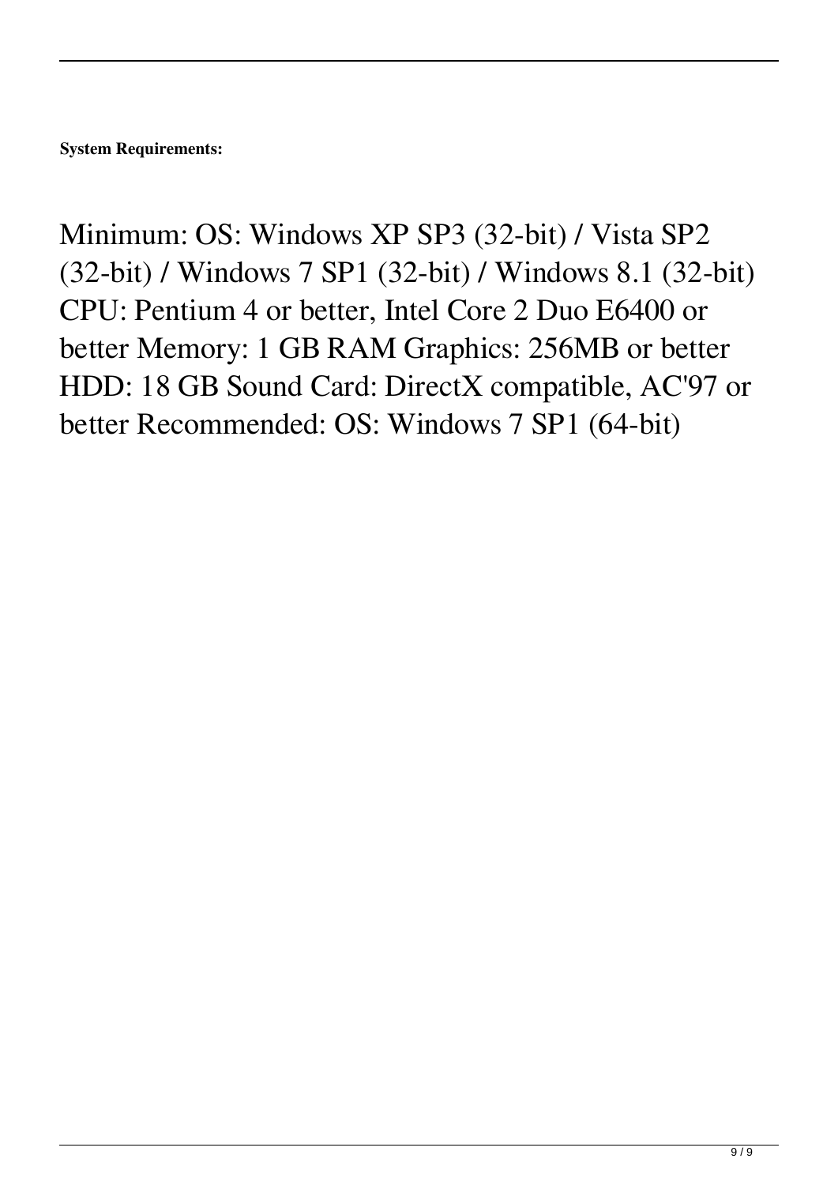**System Requirements:**

Minimum: OS: Windows XP SP3 (32-bit) / Vista SP2 (32-bit) / Windows 7 SP1 (32-bit) / Windows 8.1 (32-bit) CPU: Pentium 4 or better, Intel Core 2 Duo E6400 or better Memory: 1 GB RAM Graphics: 256MB or better HDD: 18 GB Sound Card: DirectX compatible, AC'97 or better Recommended: OS: Windows 7 SP1 (64-bit)